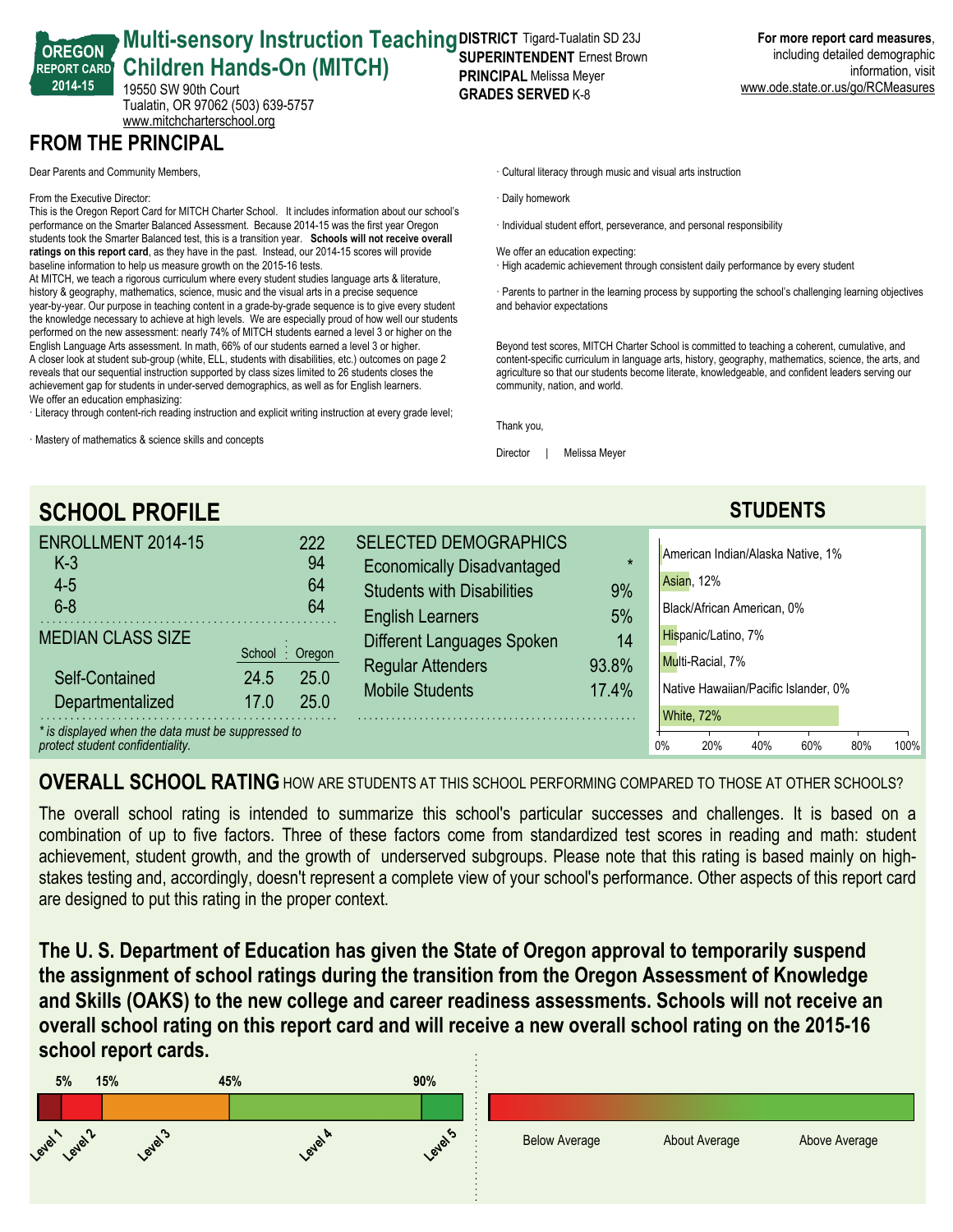# Multi-sensory Instruction Teaching Children Hands-On (MITCH)

**OREGON REPORT CARD 2014-15**

19550 SW 90th Court
Tualatin, OR 97062 (503) 639-5757
www.mitchcharterschool.org

**DISTRICT** Tigard-Tualatin SD 23J
**SUPERINTENDENT** Ernest Brown
**PRINCIPAL** Melissa Meyer
**GRADES SERVED** K-8

**For more report card measures**, including detailed demographic information, visit www.ode.state.or.us/go/RCMeasures

## FROM THE PRINCIPAL

Dear Parents and Community Members,

From the Executive Director:
This is the Oregon Report Card for MITCH Charter School. It includes information about our school's performance on the Smarter Balanced Assessment. Because 2014-15 was the first year Oregon students took the Smarter Balanced test, this is a transition year. **Schools will not receive overall ratings on this report card**, as they have in the past. Instead, our 2014-15 scores will provide baseline information to help us measure growth on the 2015-16 tests.
At MITCH, we teach a rigorous curriculum where every student studies language arts & literature, history & geography, mathematics, science, music and the visual arts in a precise sequence year-by-year. Our purpose in teaching content in a grade-by-grade sequence is to give every student the knowledge necessary to achieve at high levels. We are especially proud of how well our students performed on the new assessment: nearly 74% of MITCH students earned a level 3 or higher on the English Language Arts assessment. In math, 66% of our students earned a level 3 or higher.
A closer look at student sub-group (white, ELL, students with disabilities, etc.) outcomes on page 2 reveals that our sequential instruction supported by class sizes limited to 26 students closes the achievement gap for students in under-served demographics, as well as for English learners.
We offer an education emphasizing:
· Literacy through content-rich reading instruction and explicit writing instruction at every grade level;

· Mastery of mathematics & science skills and concepts

· Cultural literacy through music and visual arts instruction

· Daily homework

· Individual student effort, perseverance, and personal responsibility

We offer an education expecting:
· High academic achievement through consistent daily performance by every student

· Parents to partner in the learning process by supporting the school's challenging learning objectives and behavior expectations

Beyond test scores, MITCH Charter School is committed to teaching a coherent, cumulative, and content-specific curriculum in language arts, history, geography, mathematics, science, the arts, and agriculture so that our students become literate, knowledgeable, and confident leaders serving our community, nation, and world.

Thank you,

Director | Melissa Meyer

## SCHOOL PROFILE

| ENROLLMENT 2014-15 | 222 |
|---|---|
| K-3 | 94 |
| 4-5 | 64 |
| 6-8 | 64 |

| MEDIAN CLASS SIZE | School | Oregon |
|---|---|---|
| Self-Contained | 24.5 | 25.0 |
| Departmentalized | 17.0 | 25.0 |

*\* is displayed when the data must be suppressed to protect student confidentiality.*

| SELECTED DEMOGRAPHICS | |
|---|---|
| Economically Disadvantaged | * |
| Students with Disabilities | 9% |
| English Learners | 5% |
| Different Languages Spoken | 14 |
| Regular Attenders | 93.8% |
| Mobile Students | 17.4% |

### STUDENTS

| Race/Ethnicity | Percent |
|---|---|
| American Indian/Alaska Native | 1% |
| Asian | 12% |
| Black/African American | 0% |
| Hispanic/Latino | 7% |
| Multi-Racial | 7% |
| Native Hawaiian/Pacific Islander | 0% |
| White | 72% |

## OVERALL SCHOOL RATING HOW ARE STUDENTS AT THIS SCHOOL PERFORMING COMPARED TO THOSE AT OTHER SCHOOLS?

The overall school rating is intended to summarize this school's particular successes and challenges. It is based on a combination of up to five factors. Three of these factors come from standardized test scores in reading and math: student achievement, student growth, and the growth of underserved subgroups. Please note that this rating is based mainly on high-stakes testing and, accordingly, doesn't represent a complete view of your school's performance. Other aspects of this report card are designed to put this rating in the proper context.

**The U. S. Department of Education has given the State of Oregon approval to temporarily suspend the assignment of school ratings during the transition from the Oregon Assessment of Knowledge and Skills (OAKS) to the new college and career readiness assessments. Schools will not receive an overall school rating on this report card and will receive a new overall school rating on the 2015-16 school report cards.**

5% | 15% | 45% | 90%

Level 1 | Level 2 | Level 3 | Level 4 | Level 5

Below Average | About Average | Above Average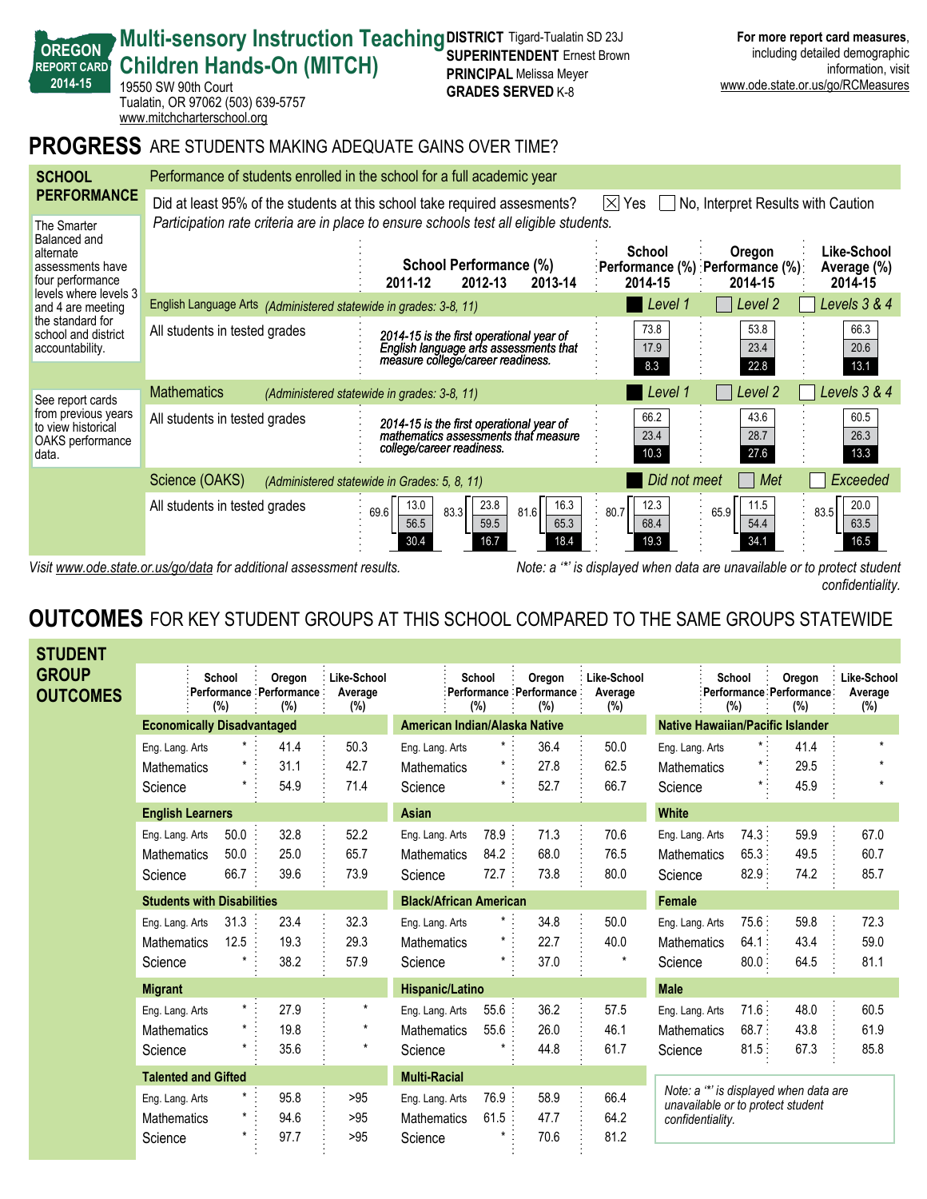OREGON REPORT CARD 2014-15

# Multi-sensory Instruction Teaching Children Hands-On (MITCH)

19550 SW 90th Court
Tualatin, OR 97062 (503) 639-5757
www.mitchcharterschool.org

**DISTRICT** Tigard-Tualatin SD 23J
**SUPERINTENDENT** Ernest Brown
**PRINCIPAL** Melissa Meyer
**GRADES SERVED** K-8

**For more report card measures**, including detailed demographic information, visit www.ode.state.or.us/go/RCMeasures

## PROGRESS ARE STUDENTS MAKING ADEQUATE GAINS OVER TIME?

### SCHOOL PERFORMANCE

Performance of students enrolled in the school for a full academic year

Did at least 95% of the students at this school take required assesments? ☒ Yes ☐ No, Interpret Results with Caution

*Participation rate criteria are in place to ensure schools test all eligible students.*

The Smarter Balanced and alternate assessments have four performance levels where levels 3 and 4 are meeting the standard for school and district accountability.

See report cards from previous years to view historical OAKS performance data.

| | School Performance (%) 2011-12 | 2012-13 | 2013-14 | School Performance (%) 2014-15 | Oregon Performance (%) 2014-15 | Like-School Average (%) 2014-15 |
|---|---|---|---|---|---|---|
| **English Language Arts** *(Administered statewide in grades: 3-8, 11)* | | | | Level 1 | Level 2 | Levels 3 & 4 |
| All students in tested grades | *2014-15 is the first operational year of English language arts assessments that measure college/career readiness.* | | | 73.8 / 17.9 / 8.3 | 53.8 / 23.4 / 22.8 | 66.3 / 20.6 / 13.1 |
| **Mathematics** *(Administered statewide in grades: 3-8, 11)* | | | | Level 1 | Level 2 | Levels 3 & 4 |
| All students in tested grades | *2014-15 is the first operational year of mathematics assessments that measure college/career readiness.* | | | 66.2 / 23.4 / 10.3 | 43.6 / 28.7 / 27.6 | 60.5 / 26.3 / 13.3 |
| **Science (OAKS)** *(Administered statewide in Grades: 5, 8, 11)* | | | | Did not meet | Met | Exceeded |
| All students in tested grades | 69.6 (13.0 / 56.5 / 30.4) | 83.3 (23.8 / 59.5 / 16.7) | 81.6 (16.3 / 65.3 / 18.4) | 80.7 (12.3 / 68.4 / 19.3) | 65.9 (11.5 / 54.4 / 34.1) | 83.5 (20.0 / 63.5 / 16.5) |

*Visit www.ode.state.or.us/go/data for additional assessment results.*

*Note: a '*' is displayed when data are unavailable or to protect student confidentiality.*

## OUTCOMES FOR KEY STUDENT GROUPS AT THIS SCHOOL COMPARED TO THE SAME GROUPS STATEWIDE

### STUDENT GROUP OUTCOMES

| | School Performance (%) | Oregon Performance (%) | Like-School Average (%) |
|---|---|---|---|
| **Economically Disadvantaged** | | | |
| Eng. Lang. Arts | * | 41.4 | 50.3 |
| Mathematics | * | 31.1 | 42.7 |
| Science | * | 54.9 | 71.4 |
| **English Learners** | | | |
| Eng. Lang. Arts | 50.0 | 32.8 | 52.2 |
| Mathematics | 50.0 | 25.0 | 65.7 |
| Science | 66.7 | 39.6 | 73.9 |
| **Students with Disabilities** | | | |
| Eng. Lang. Arts | 31.3 | 23.4 | 32.3 |
| Mathematics | 12.5 | 19.3 | 29.3 |
| Science | * | 38.2 | 57.9 |
| **Migrant** | | | |
| Eng. Lang. Arts | * | 27.9 | * |
| Mathematics | * | 19.8 | * |
| Science | * | 35.6 | * |
| **Talented and Gifted** | | | |
| Eng. Lang. Arts | * | 95.8 | >95 |
| Mathematics | * | 94.6 | >95 |
| Science | * | 97.7 | >95 |
| **American Indian/Alaska Native** | | | |
| Eng. Lang. Arts | * | 36.4 | 50.0 |
| Mathematics | * | 27.8 | 62.5 |
| Science | * | 52.7 | 66.7 |
| **Asian** | | | |
| Eng. Lang. Arts | 78.9 | 71.3 | 70.6 |
| Mathematics | 84.2 | 68.0 | 76.5 |
| Science | 72.7 | 73.8 | 80.0 |
| **Black/African American** | | | |
| Eng. Lang. Arts | * | 34.8 | 50.0 |
| Mathematics | * | 22.7 | 40.0 |
| Science | * | 37.0 | * |
| **Hispanic/Latino** | | | |
| Eng. Lang. Arts | 55.6 | 36.2 | 57.5 |
| Mathematics | 55.6 | 26.0 | 46.1 |
| Science | * | 44.8 | 61.7 |
| **Multi-Racial** | | | |
| Eng. Lang. Arts | 76.9 | 58.9 | 66.4 |
| Mathematics | 61.5 | 47.7 | 64.2 |
| Science | * | 70.6 | 81.2 |
| **Native Hawaiian/Pacific Islander** | | | |
| Eng. Lang. Arts | * | 41.4 | * |
| Mathematics | * | 29.5 | * |
| Science | * | 45.9 | * |
| **White** | | | |
| Eng. Lang. Arts | 74.3 | 59.9 | 67.0 |
| Mathematics | 65.3 | 49.5 | 60.7 |
| Science | 82.9 | 74.2 | 85.7 |
| **Female** | | | |
| Eng. Lang. Arts | 75.6 | 59.8 | 72.3 |
| Mathematics | 64.1 | 43.4 | 59.0 |
| Science | 80.0 | 64.5 | 81.1 |
| **Male** | | | |
| Eng. Lang. Arts | 71.6 | 48.0 | 60.5 |
| Mathematics | 68.7 | 43.8 | 61.9 |
| Science | 81.5 | 67.3 | 85.8 |

*Note: a '*' is displayed when data are unavailable or to protect student confidentiality.*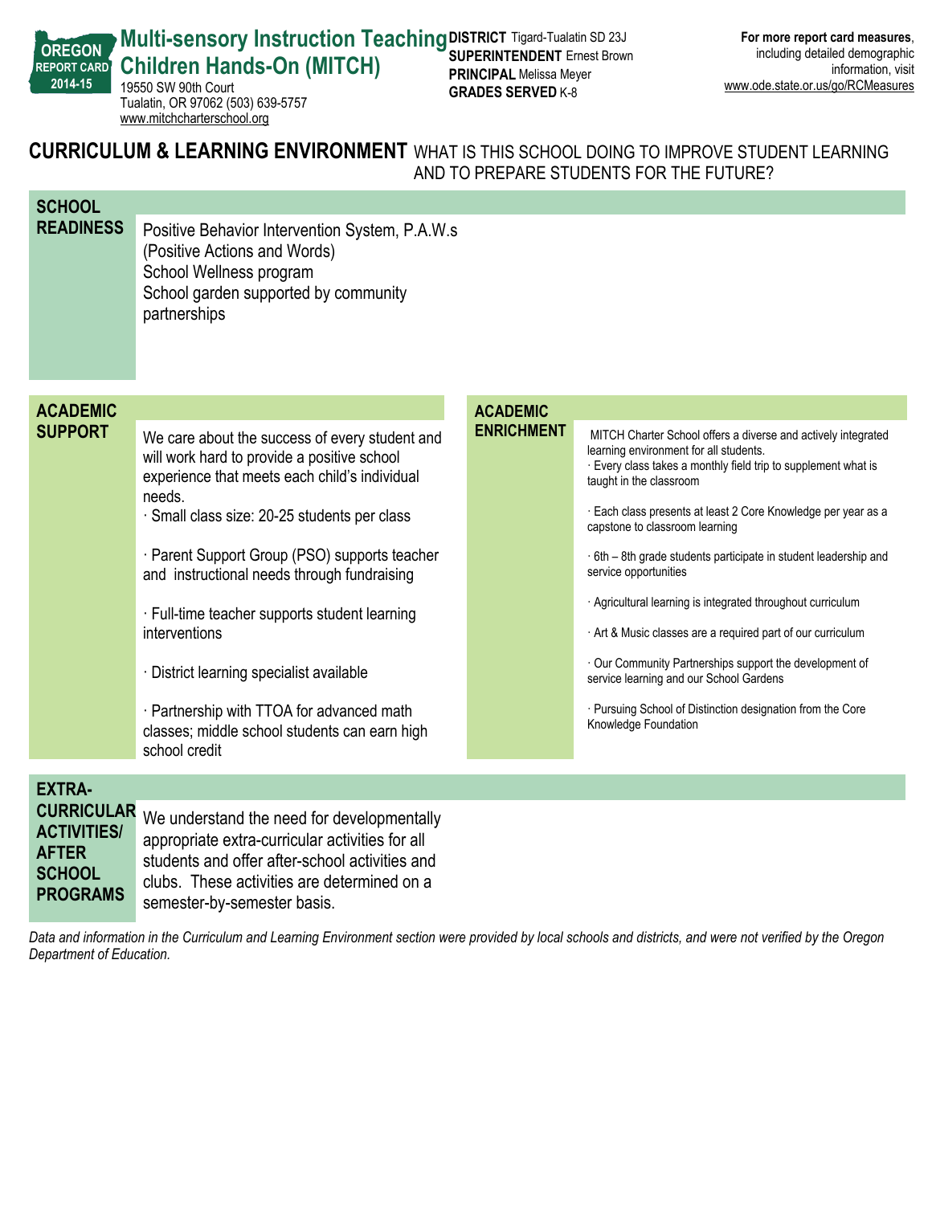OREGON REPORT CARD 2014-15

# Multi-sensory Instruction Teaching Children Hands-On (MITCH)

19550 SW 90th Court
Tualatin, OR 97062 (503) 639-5757
www.mitchcharterschool.org

**DISTRICT** Tigard-Tualatin SD 23J
**SUPERINTENDENT** Ernest Brown
**PRINCIPAL** Melissa Meyer
**GRADES SERVED** K-8

**For more report card measures**, including detailed demographic information, visit www.ode.state.or.us/go/RCMeasures

## CURRICULUM & LEARNING ENVIRONMENT

WHAT IS THIS SCHOOL DOING TO IMPROVE STUDENT LEARNING AND TO PREPARE STUDENTS FOR THE FUTURE?

### SCHOOL READINESS

Positive Behavior Intervention System, P.A.W.s (Positive Actions and Words)
School Wellness program
School garden supported by community partnerships

### ACADEMIC SUPPORT

We care about the success of every student and will work hard to provide a positive school experience that meets each child's individual needs.

· Small class size: 20-25 students per class

· Parent Support Group (PSO) supports teacher and instructional needs through fundraising

· Full-time teacher supports student learning interventions

· District learning specialist available

· Partnership with TTOA for advanced math classes; middle school students can earn high school credit

### ACADEMIC ENRICHMENT

MITCH Charter School offers a diverse and actively integrated learning environment for all students.

· Every class takes a monthly field trip to supplement what is taught in the classroom

· Each class presents at least 2 Core Knowledge per year as a capstone to classroom learning

· 6th – 8th grade students participate in student leadership and service opportunities

· Agricultural learning is integrated throughout curriculum

· Art & Music classes are a required part of our curriculum

· Our Community Partnerships support the development of service learning and our School Gardens

· Pursuing School of Distinction designation from the Core Knowledge Foundation

### EXTRA-CURRICULAR ACTIVITIES/ AFTER SCHOOL PROGRAMS

We understand the need for developmentally appropriate extra-curricular activities for all students and offer after-school activities and clubs. These activities are determined on a semester-by-semester basis.

*Data and information in the Curriculum and Learning Environment section were provided by local schools and districts, and were not verified by the Oregon Department of Education.*